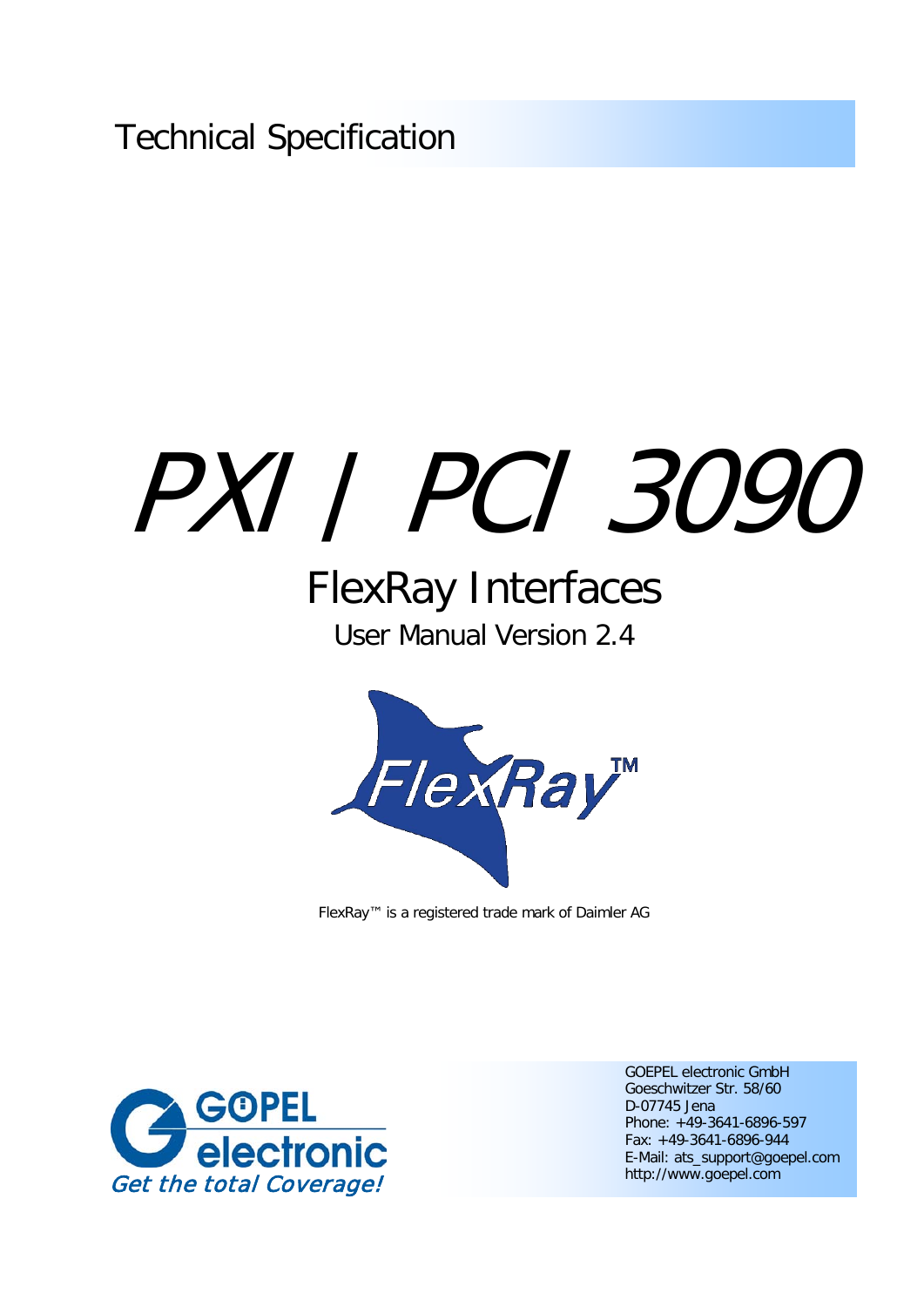Technical Specification

# PXI / PCI 3090

## FlexRay Interfaces

User Manual Version 2.4

FlexRay™ is a registered trade mark of Daimler AG

GOEPEL electronic GmbH
Goeschwitzer Str. 58/60
D-07745 Jena
Phone: +49-3641-6896-597
Fax: +49-3641-6896-944
E-Mail: ats_support@goepel.com
http://www.goepel.com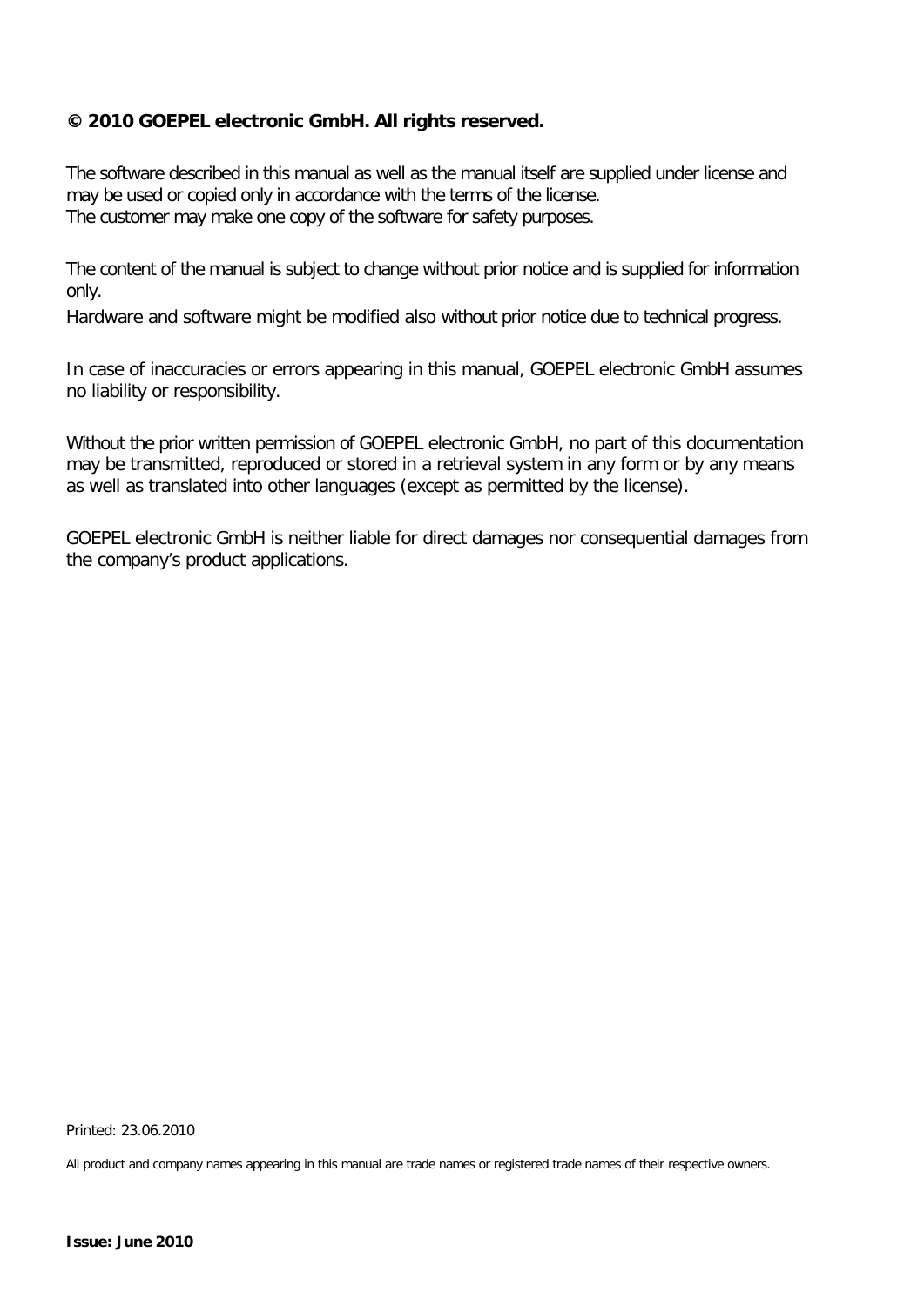**© 2010 GOEPEL electronic GmbH. All rights reserved.**

The software described in this manual as well as the manual itself are supplied under license and may be used or copied only in accordance with the terms of the license.
The customer may make one copy of the software for safety purposes.

The content of the manual is subject to change without prior notice and is supplied for information only.

Hardware and software might be modified also without prior notice due to technical progress.

In case of inaccuracies or errors appearing in this manual, GOEPEL electronic GmbH assumes no liability or responsibility.

Without the prior written permission of GOEPEL electronic GmbH, no part of this documentation may be transmitted, reproduced or stored in a retrieval system in any form or by any means as well as translated into other languages (except as permitted by the license).

GOEPEL electronic GmbH is neither liable for direct damages nor consequential damages from the company's product applications.

Printed: 23.06.2010

All product and company names appearing in this manual are trade names or registered trade names of their respective owners.

**Issue: June 2010**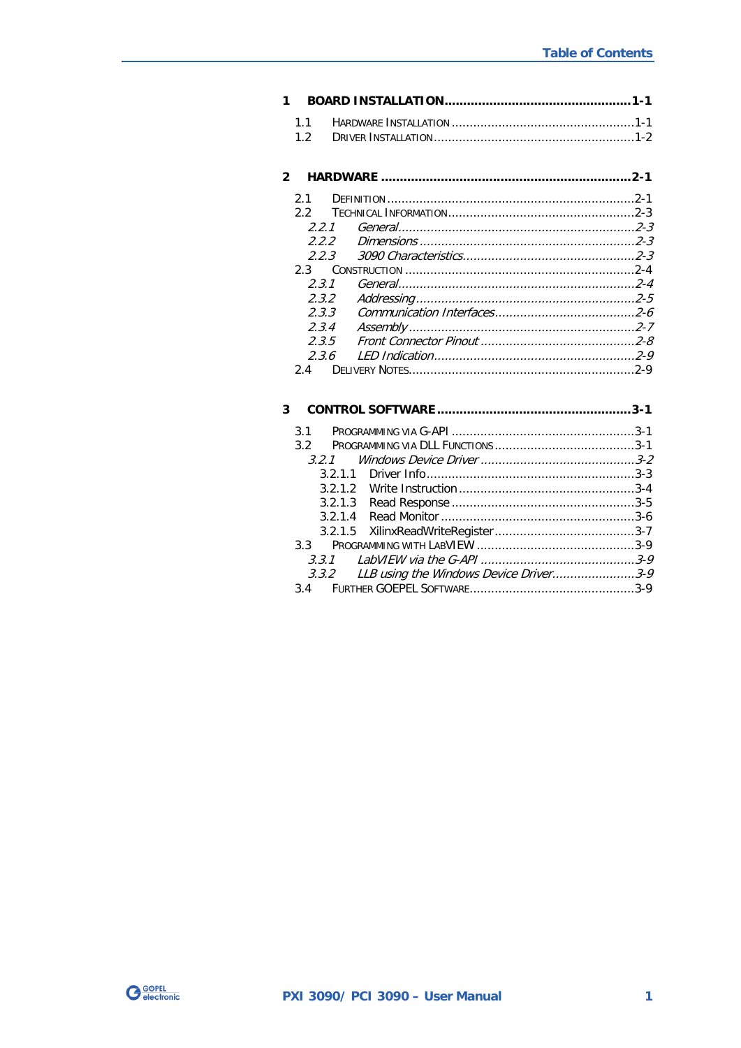# Table of Contents

**1 BOARD INSTALLATION .................................................. 1-1**

1.1 HARDWARE INSTALLATION .................................................. 1-1
1.2 DRIVER INSTALLATION .................................................. 1-2

**2 HARDWARE .................................................. 2-1**

2.1 DEFINITION .................................................. 2-1
2.2 TECHNICAL INFORMATION .................................................. 2-3
*2.2.1 General .................................................. 2-3*
*2.2.2 Dimensions .................................................. 2-3*
*2.2.3 3090 Characteristics .................................................. 2-3*
2.3 CONSTRUCTION .................................................. 2-4
*2.3.1 General .................................................. 2-4*
*2.3.2 Addressing .................................................. 2-5*
*2.3.3 Communication Interfaces .................................................. 2-6*
*2.3.4 Assembly .................................................. 2-7*
*2.3.5 Front Connector Pinout .................................................. 2-8*
*2.3.6 LED Indication .................................................. 2-9*
2.4 DELIVERY NOTES .................................................. 2-9

**3 CONTROL SOFTWARE .................................................. 3-1**

3.1 PROGRAMMING VIA G-API .................................................. 3-1
3.2 PROGRAMMING VIA DLL FUNCTIONS .................................................. 3-1
*3.2.1 Windows Device Driver .................................................. 3-2*
3.2.1.1 Driver Info .................................................. 3-3
3.2.1.2 Write Instruction .................................................. 3-4
3.2.1.3 Read Response .................................................. 3-5
3.2.1.4 Read Monitor .................................................. 3-6
3.2.1.5 XilinxReadWriteRegister .................................................. 3-7
3.3 PROGRAMMING WITH LABVIEW .................................................. 3-9
*3.3.1 LabVIEW via the G-API .................................................. 3-9*
*3.3.2 LLB using the Windows Device Driver .................................................. 3-9*
3.4 FURTHER GOEPEL SOFTWARE .................................................. 3-9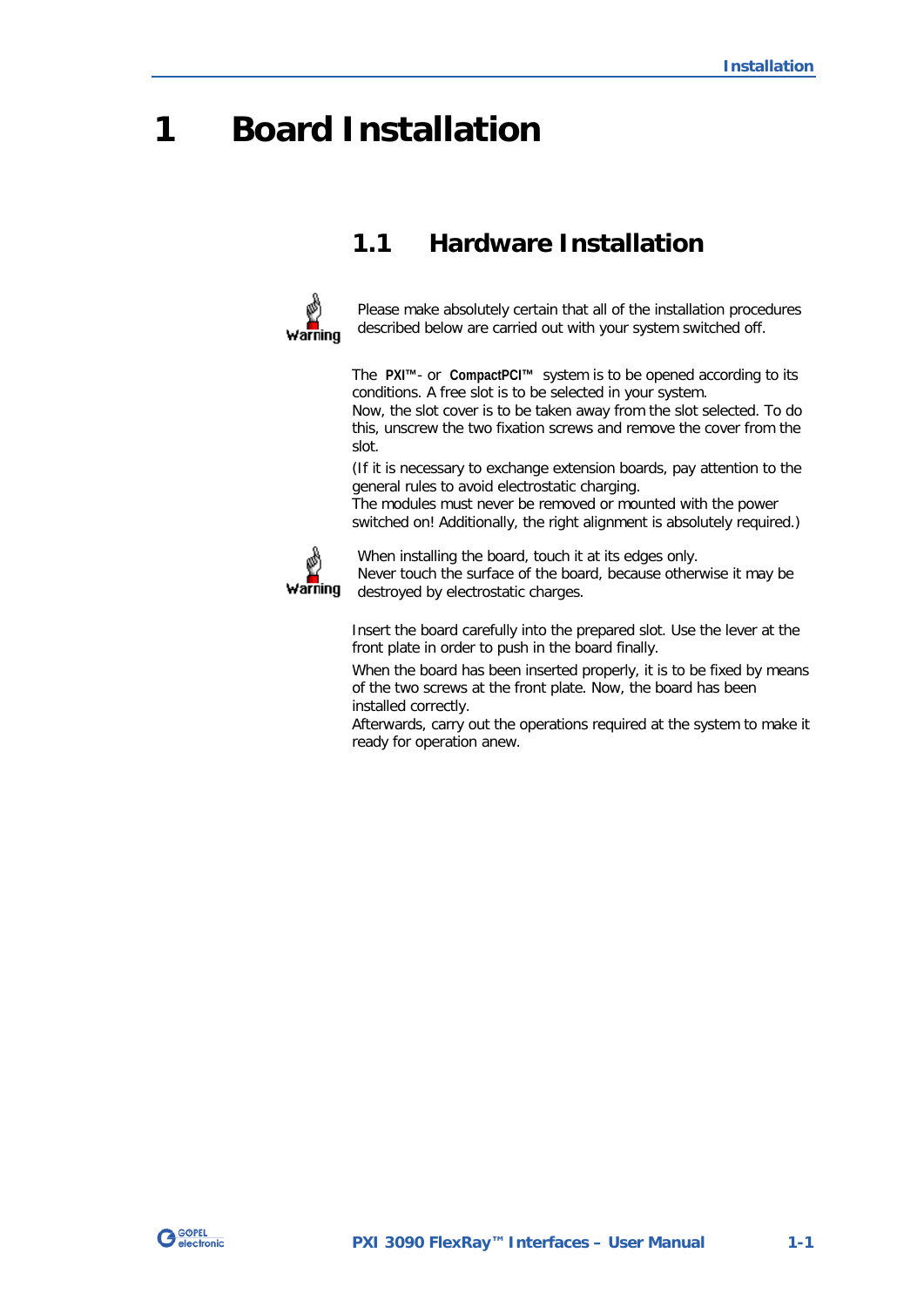# 1 Board Installation

## 1.1 Hardware Installation

Warning

Please make absolutely certain that all of the installation procedures described below are carried out with your system switched off.

The **PXI™**- or **CompactPCI™** system is to be opened according to its conditions. A free slot is to be selected in your system.
Now, the slot cover is to be taken away from the slot selected. To do this, unscrew the two fixation screws and remove the cover from the slot.

(If it is necessary to exchange extension boards, pay attention to the general rules to avoid electrostatic charging.
The modules must never be removed or mounted with the power switched on! Additionally, the right alignment is absolutely required.)

Warning

When installing the board, touch it at its edges only.
Never touch the surface of the board, because otherwise it may be destroyed by electrostatic charges.

Insert the board carefully into the prepared slot. Use the lever at the front plate in order to push in the board finally.

When the board has been inserted properly, it is to be fixed by means of the two screws at the front plate. Now, the board has been installed correctly.
Afterwards, carry out the operations required at the system to make it ready for operation anew.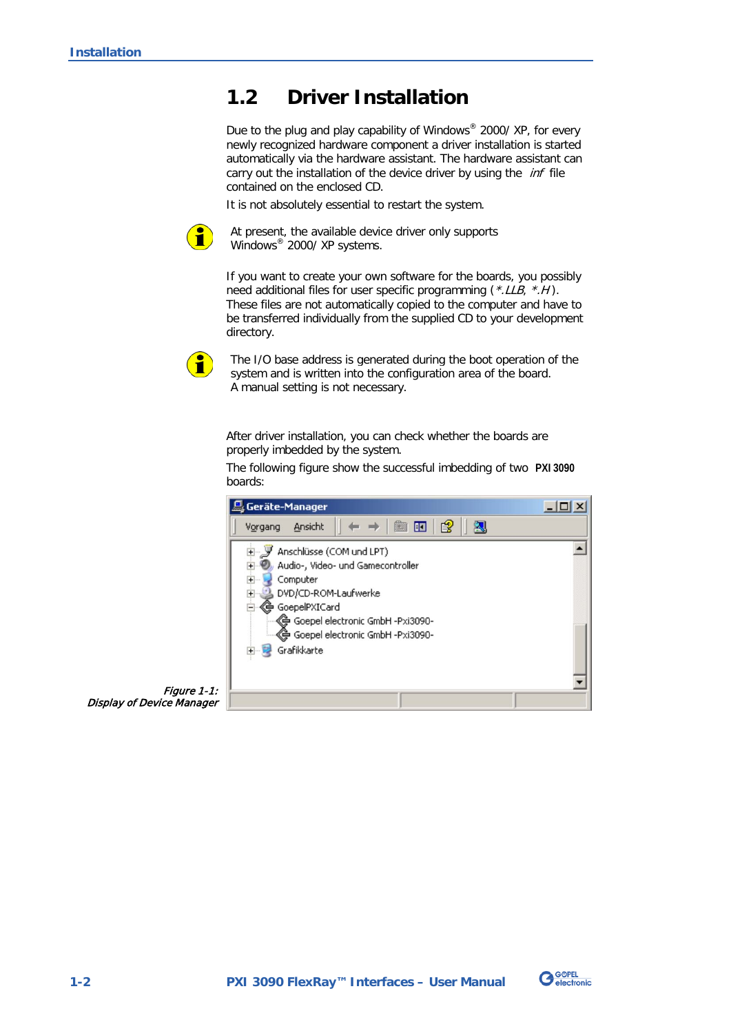## 1.2 Driver Installation

Due to the plug and play capability of Windows® 2000/ XP, for every newly recognized hardware component a driver installation is started automatically via the hardware assistant. The hardware assistant can carry out the installation of the device driver by using the *inf* file contained on the enclosed CD.

It is not absolutely essential to restart the system.

At present, the available device driver only supports Windows® 2000/ XP systems.

If you want to create your own software for the boards, you possibly need additional files for user specific programming (*\*.LLB*, *\*.H*). These files are not automatically copied to the computer and have to be transferred individually from the supplied CD to your development directory.

The I/O base address is generated during the boot operation of the system and is written into the configuration area of the board. A manual setting is not necessary.

After driver installation, you can check whether the boards are properly imbedded by the system.

The following figure show the successful imbedding of two **PXI 3090** boards:

*Figure 1-1: Display of Device Manager*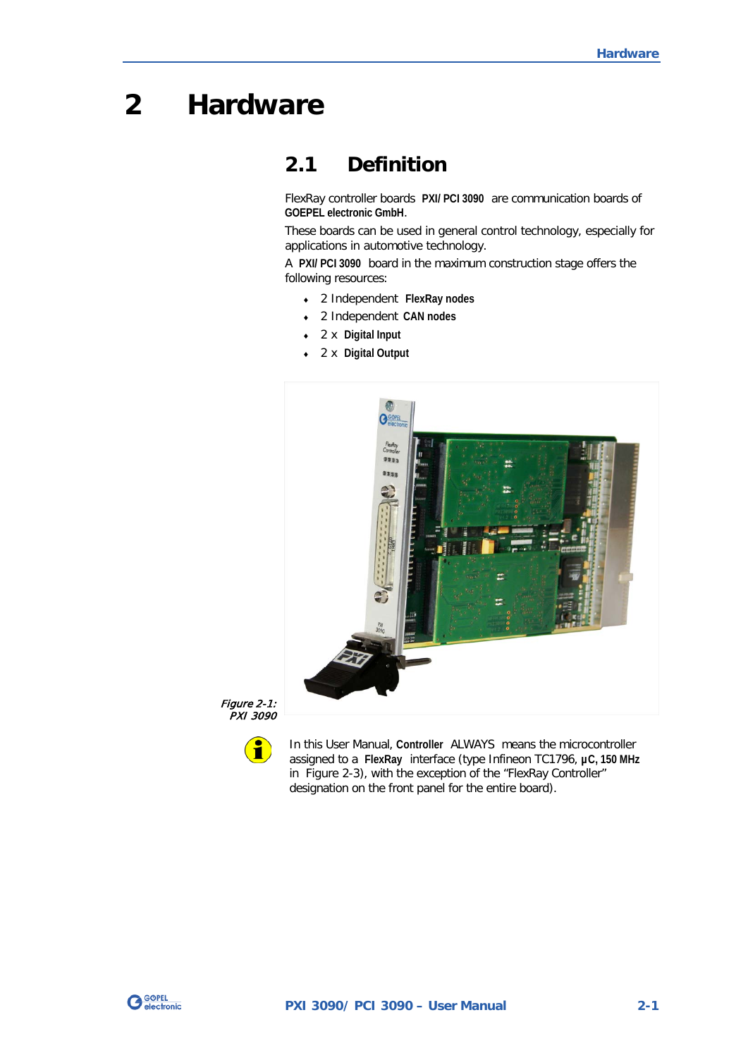# 2 Hardware

## 2.1 Definition

FlexRay controller boards **PXI/ PCI 3090** are communication boards of **GOEPEL electronic GmbH**.

These boards can be used in general control technology, especially for applications in automotive technology.

A **PXI/ PCI 3090** board in the maximum construction stage offers the following resources:

- 2 Independent **FlexRay nodes**
- 2 Independent **CAN nodes**
- 2 x **Digital Input**
- 2 x **Digital Output**

*Figure 2-1: PXI 3090*

In this User Manual, **Controller** ALWAYS means the microcontroller assigned to a **FlexRay** interface (type Infineon TC1796, **µC, 150 MHz** in Figure 2-3), with the exception of the “FlexRay Controller” designation on the front panel for the entire board).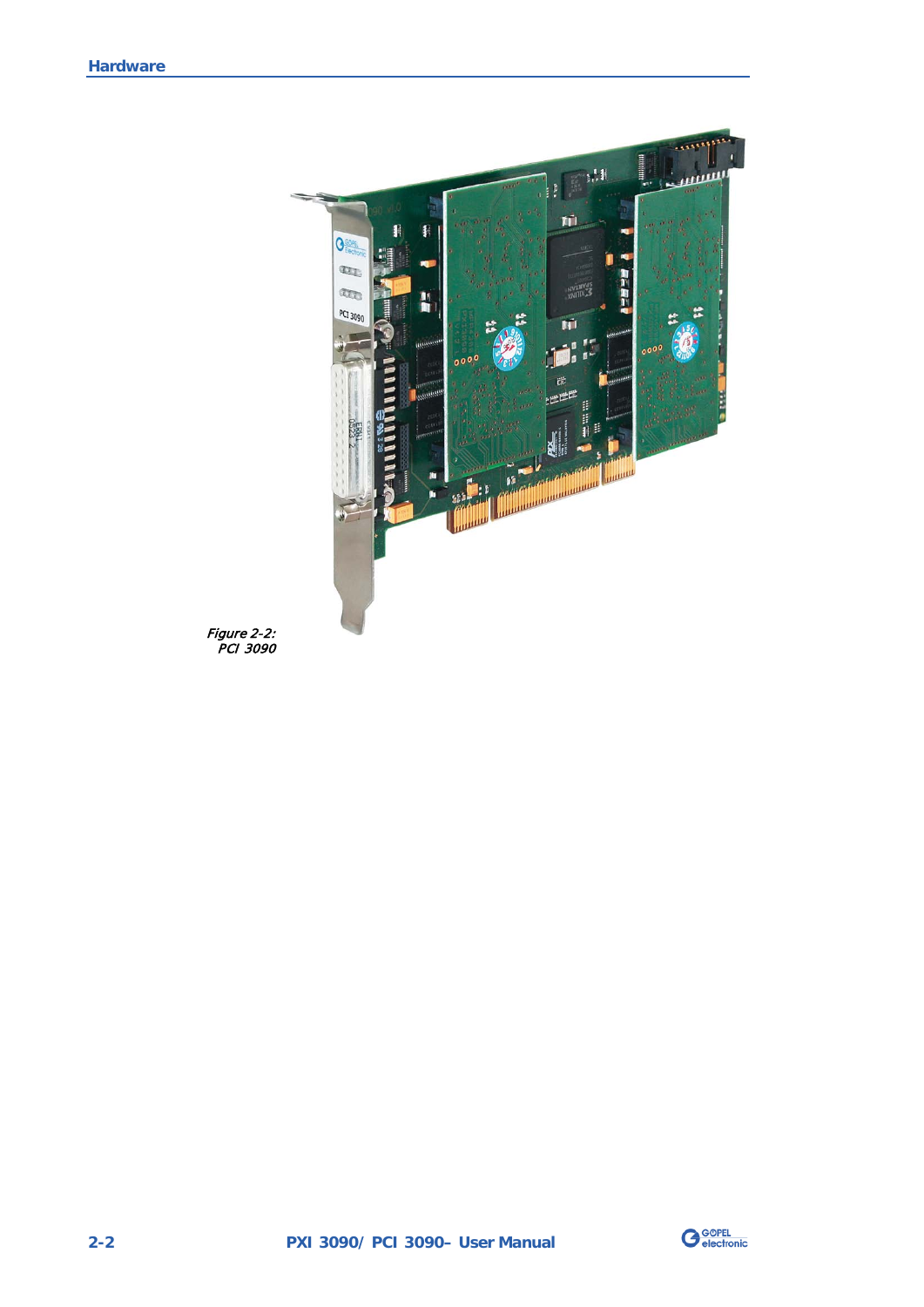*Figure 2-2: PCI 3090*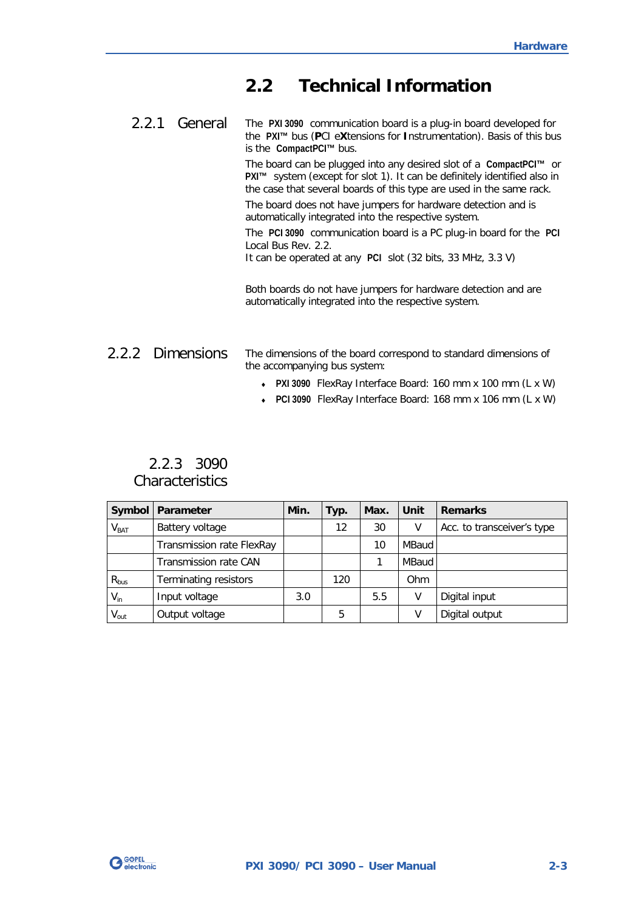## 2.2 Technical Information

### 2.2.1 General

The **PXI 3090** communication board is a plug-in board developed for the **PXI™** bus (**P**CI e**X**tensions for **I**nstrumentation). Basis of this bus is the **CompactPCI™** bus.

The board can be plugged into any desired slot of a **CompactPCI™** or **PXI™** system (except for slot 1). It can be definitely identified also in the case that several boards of this type are used in the same rack.

The board does not have jumpers for hardware detection and is automatically integrated into the respective system.

The **PCI 3090** communication board is a PC plug-in board for the **PCI** Local Bus Rev. 2.2.
It can be operated at any **PCI** slot (32 bits, 33 MHz, 3.3 V)

Both boards do not have jumpers for hardware detection and are automatically integrated into the respective system.

### 2.2.2 Dimensions

The dimensions of the board correspond to standard dimensions of the accompanying bus system:

- **PXI 3090** FlexRay Interface Board: 160 mm x 100 mm (L x W)
- **PCI 3090** FlexRay Interface Board: 168 mm x 106 mm (L x W)

### 2.2.3 3090 Characteristics

| Symbol | Parameter | Min. | Typ. | Max. | Unit | Remarks |
|---|---|---|---|---|---|---|
| $V_{BAT}$ | Battery voltage | | 12 | 30 | V | Acc. to transceiver's type |
| | Transmission rate FlexRay | | | 10 | MBaud | |
| | Transmission rate CAN | | | 1 | MBaud | |
| $R_{bus}$ | Terminating resistors | | 120 | | Ohm | |
| $V_{in}$ | Input voltage | 3.0 | | 5.5 | V | Digital input |
| $V_{out}$ | Output voltage | | 5 | | V | Digital output |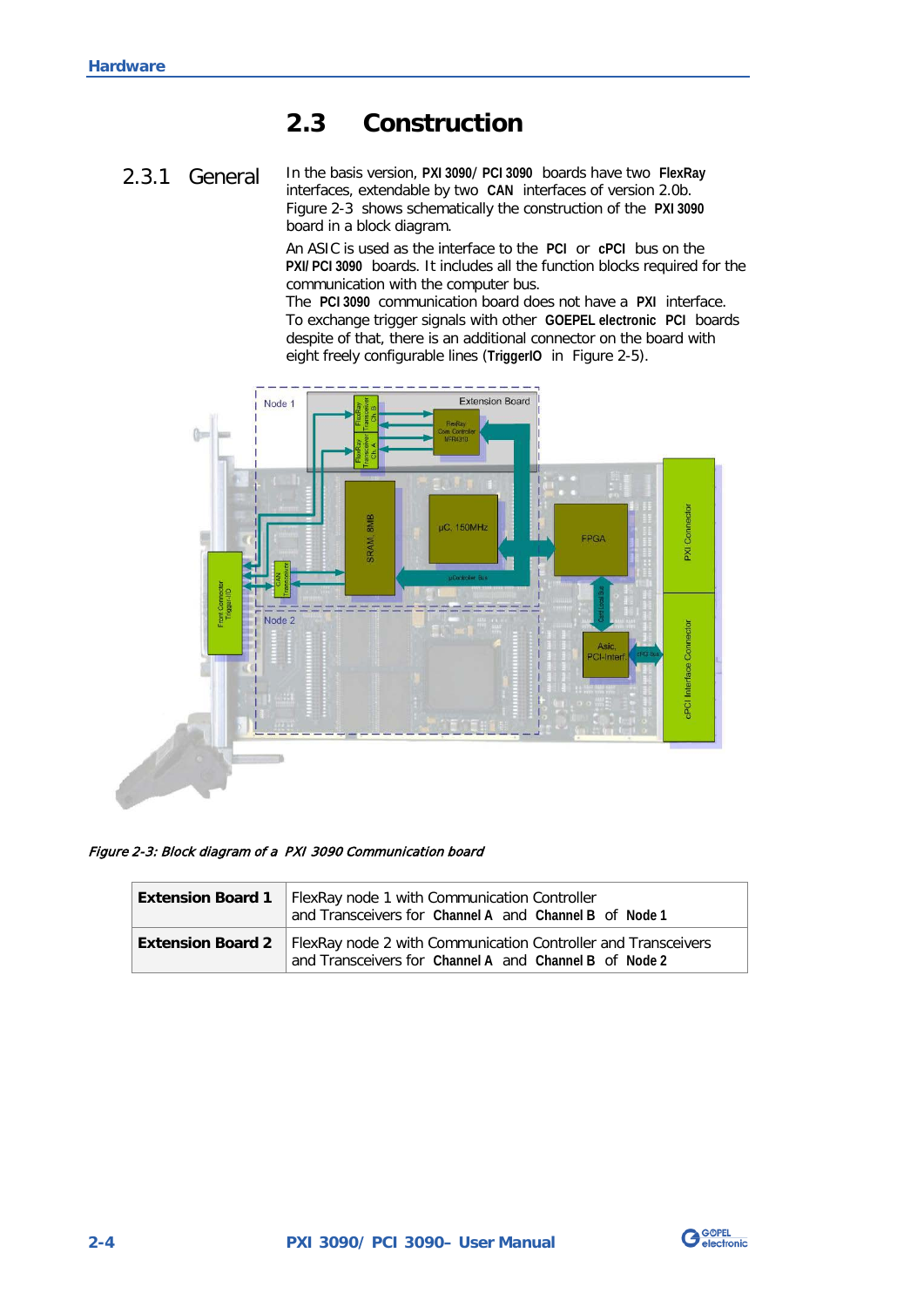## 2.3 Construction

### 2.3.1 General

In the basis version, **PXI 3090/ PCI 3090** boards have two **FlexRay** interfaces, extendable by two **CAN** interfaces of version 2.0b. Figure 2-3 shows schematically the construction of the **PXI 3090** board in a block diagram.

An ASIC is used as the interface to the **PCI** or **cPCI** bus on the **PXI/ PCI 3090** boards. It includes all the function blocks required for the communication with the computer bus.
The **PCI 3090** communication board does not have a **PXI** interface. To exchange trigger signals with other **GOEPEL electronic PCI** boards despite of that, there is an additional connector on the board with eight freely configurable lines (**TriggerIO** in Figure 2-5).

*Figure 2-3: Block diagram of a PXI 3090 Communication board*

| | |
|---|---|
| **Extension Board 1** | FlexRay node 1 with Communication Controller and Transceivers for **Channel A** and **Channel B** of **Node 1** |
| **Extension Board 2** | FlexRay node 2 with Communication Controller and Transceivers and Transceivers for **Channel A** and **Channel B** of **Node 2** |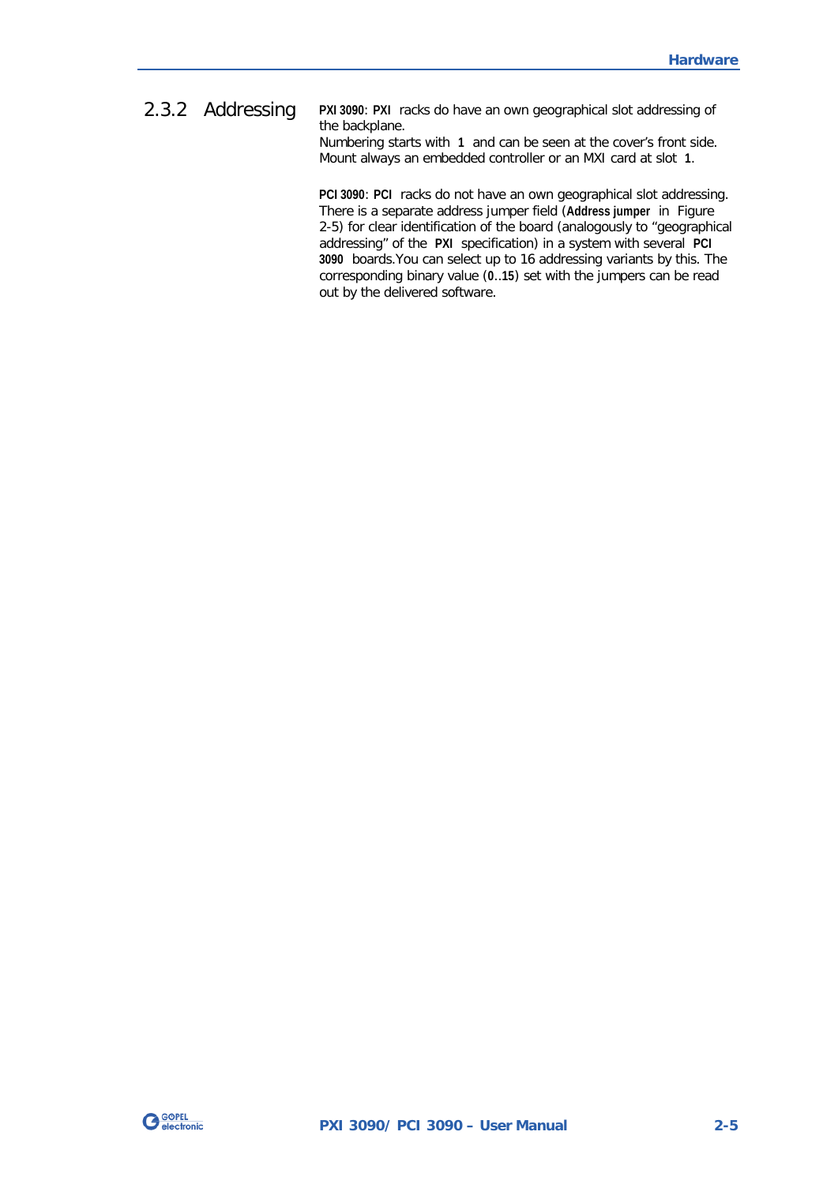### 2.3.2 Addressing

**PXI 3090**: **PXI** racks do have an own geographical slot addressing of the backplane.
Numbering starts with **1** and can be seen at the cover's front side.
Mount always an embedded controller or an MXI card at slot **1**.

**PCI 3090**: **PCI** racks do not have an own geographical slot addressing. There is a separate address jumper field (**Address jumper** in Figure 2-5) for clear identification of the board (analogously to "geographical addressing" of the **PXI** specification) in a system with several **PCI 3090** boards.You can select up to 16 addressing variants by this. The corresponding binary value (**0**..**15**) set with the jumpers can be read out by the delivered software.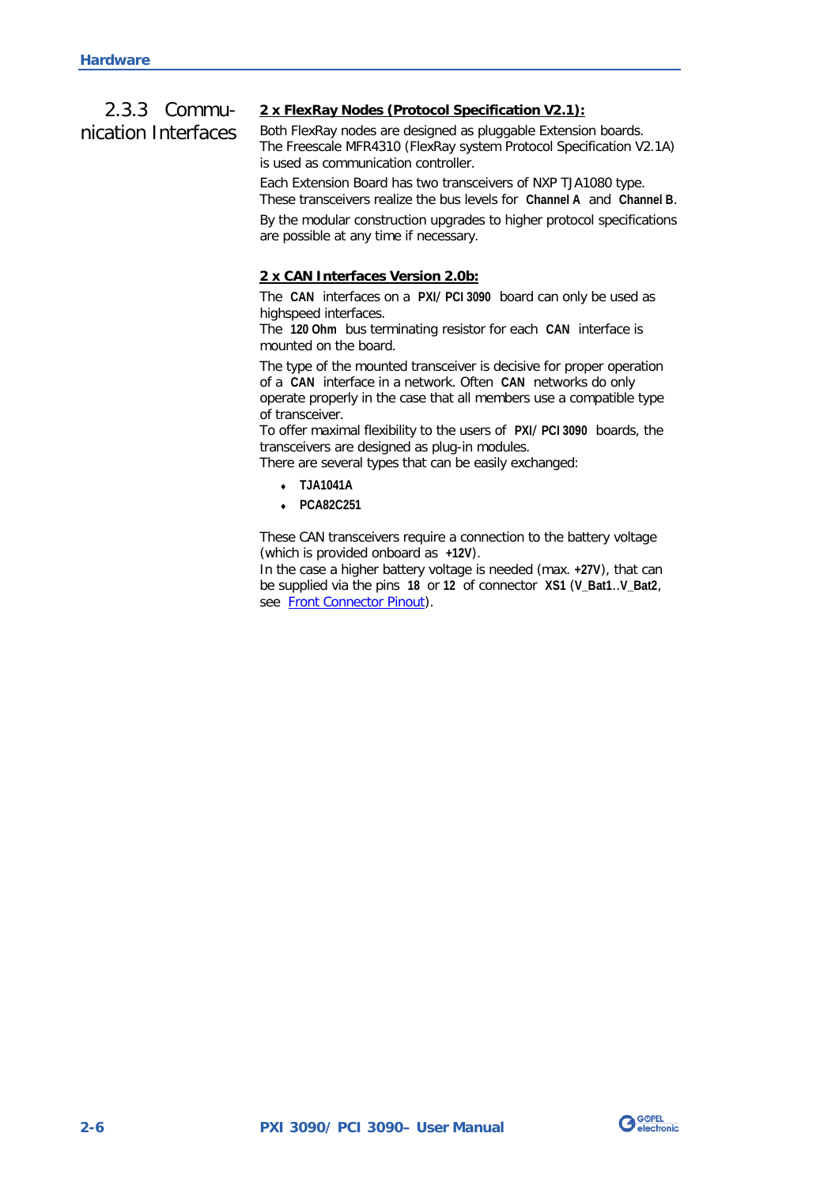## 2.3.3 Communication Interfaces

**2 x FlexRay Nodes (Protocol Specification V2.1):**

Both FlexRay nodes are designed as pluggable Extension boards. The Freescale MFR4310 (FlexRay system Protocol Specification V2.1A) is used as communication controller.

Each Extension Board has two transceivers of NXP TJA1080 type. These transceivers realize the bus levels for **Channel A** and **Channel B**.

By the modular construction upgrades to higher protocol specifications are possible at any time if necessary.

**2 x CAN Interfaces Version 2.0b:**

The **CAN** interfaces on a **PXI/ PCI 3090** board can only be used as highspeed interfaces.
The **120 Ohm** bus terminating resistor for each **CAN** interface is mounted on the board.

The type of the mounted transceiver is decisive for proper operation of a **CAN** interface in a network. Often **CAN** networks do only operate properly in the case that all members use a compatible type of transceiver.
To offer maximal flexibility to the users of **PXI/ PCI 3090** boards, the transceivers are designed as plug-in modules.
There are several types that can be easily exchanged:

- **TJA1041A**
- **PCA82C251**

These CAN transceivers require a connection to the battery voltage (which is provided onboard as **+12V**).
In the case a higher battery voltage is needed (max. **+27V**), that can be supplied via the pins **18** or **12** of connector **XS1** (**V_Bat1**..**V_Bat2**, see Front Connector Pinout).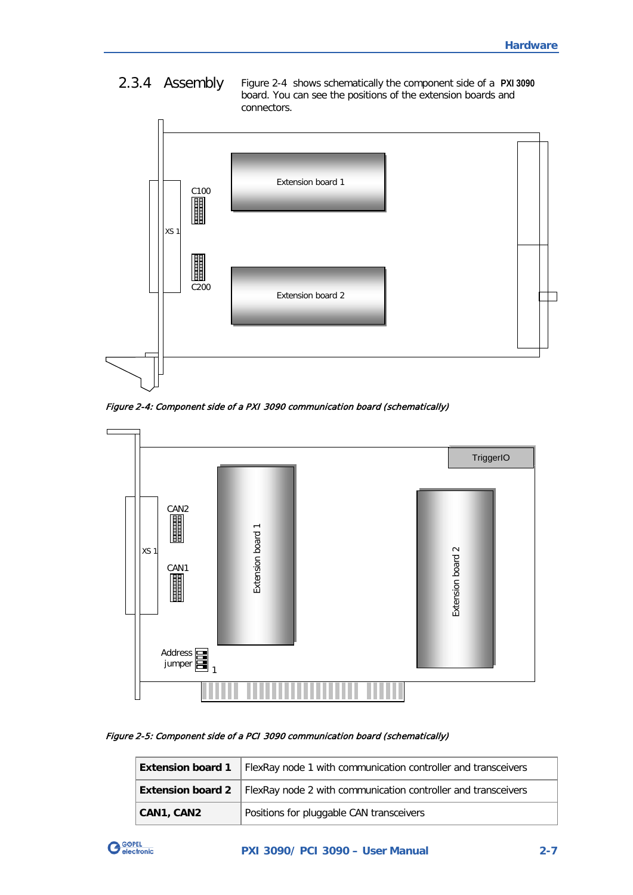### 2.3.4 Assembly

Figure 2-4 shows schematically the component side of a **PXI 3090** board. You can see the positions of the extension boards and connectors.

*Figure 2-4: Component side of a PXI 3090 communication board (schematically)*

*Figure 2-5: Component side of a PCI 3090 communication board (schematically)*

| | |
|---|---|
| **Extension board 1** | FlexRay node 1 with communication controller and transceivers |
| **Extension board 2** | FlexRay node 2 with communication controller and transceivers |
| **CAN1, CAN2** | Positions for pluggable CAN transceivers |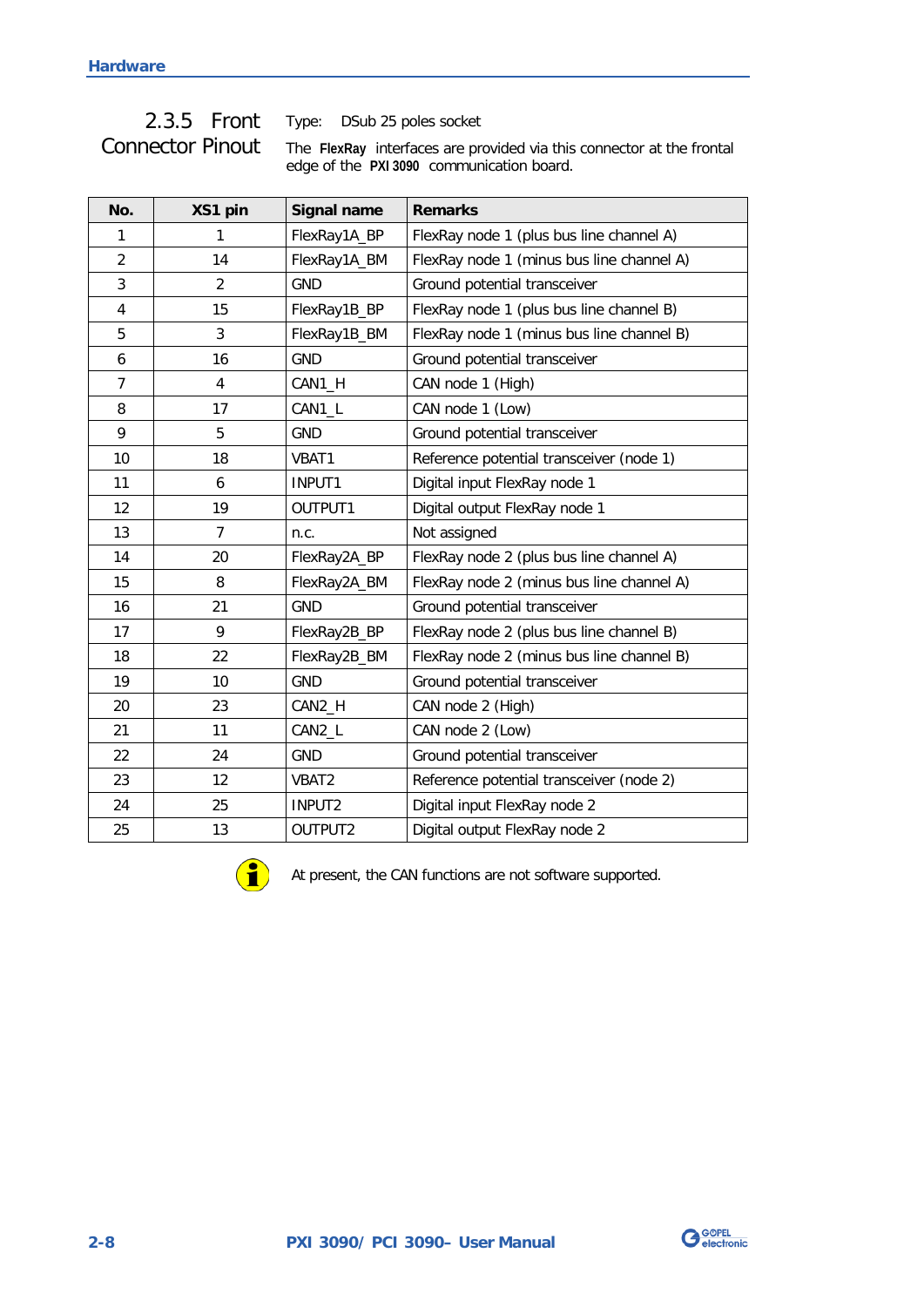## 2.3.5 Front Connector Pinout

Type: DSub 25 poles socket

The **FlexRay** interfaces are provided via this connector at the frontal edge of the **PXI 3090** communication board.

| No. | XS1 pin | Signal name | Remarks |
|---|---|---|---|
| 1 | 1 | FlexRay1A_BP | FlexRay node 1 (plus bus line channel A) |
| 2 | 14 | FlexRay1A_BM | FlexRay node 1 (minus bus line channel A) |
| 3 | 2 | GND | Ground potential transceiver |
| 4 | 15 | FlexRay1B_BP | FlexRay node 1 (plus bus line channel B) |
| 5 | 3 | FlexRay1B_BM | FlexRay node 1 (minus bus line channel B) |
| 6 | 16 | GND | Ground potential transceiver |
| 7 | 4 | CAN1_H | CAN node 1 (High) |
| 8 | 17 | CAN1_L | CAN node 1 (Low) |
| 9 | 5 | GND | Ground potential transceiver |
| 10 | 18 | VBAT1 | Reference potential transceiver (node 1) |
| 11 | 6 | INPUT1 | Digital input FlexRay node 1 |
| 12 | 19 | OUTPUT1 | Digital output FlexRay node 1 |
| 13 | 7 | n.c. | Not assigned |
| 14 | 20 | FlexRay2A_BP | FlexRay node 2 (plus bus line channel A) |
| 15 | 8 | FlexRay2A_BM | FlexRay node 2 (minus bus line channel A) |
| 16 | 21 | GND | Ground potential transceiver |
| 17 | 9 | FlexRay2B_BP | FlexRay node 2 (plus bus line channel B) |
| 18 | 22 | FlexRay2B_BM | FlexRay node 2 (minus bus line channel B) |
| 19 | 10 | GND | Ground potential transceiver |
| 20 | 23 | CAN2_H | CAN node 2 (High) |
| 21 | 11 | CAN2_L | CAN node 2 (Low) |
| 22 | 24 | GND | Ground potential transceiver |
| 23 | 12 | VBAT2 | Reference potential transceiver (node 2) |
| 24 | 25 | INPUT2 | Digital input FlexRay node 2 |
| 25 | 13 | OUTPUT2 | Digital output FlexRay node 2 |

At present, the CAN functions are not software supported.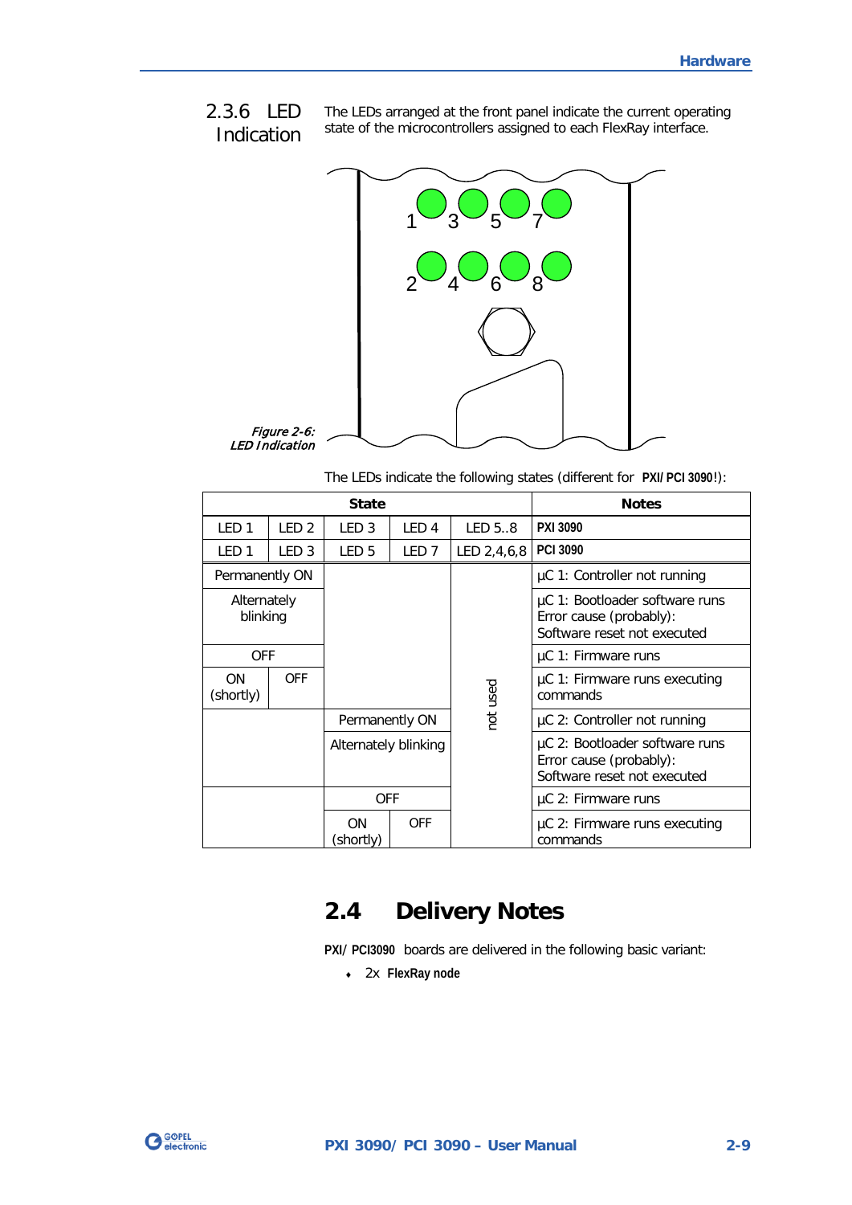### 2.3.6 LED Indication

The LEDs arranged at the front panel indicate the current operating state of the microcontrollers assigned to each FlexRay interface.

*Figure 2-6: LED Indication*

The LEDs indicate the following states (different for **PXI/PCI 3090**!):

| State | | | | | Notes |
|---|---|---|---|---|---|
| LED 1 | LED 2 | LED 3 | LED 4 | LED 5..8 | **PXI 3090** |
| LED 1 | LED 3 | LED 5 | LED 7 | LED 2,4,6,8 | **PCI 3090** |
| Permanently ON | | | | not used | µC 1: Controller not running |
| Alternately blinking | | | | | µC 1: Bootloader software runs Error cause (probably): Software reset not executed |
| OFF | | | | | µC 1: Firmware runs |
| ON (shortly) | OFF | | | | µC 1: Firmware runs executing commands |
| | | Permanently ON | | | µC 2: Controller not running |
| | | Alternately blinking | | | µC 2: Bootloader software runs Error cause (probably): Software reset not executed |
| | | OFF | | | µC 2: Firmware runs |
| | | ON (shortly) | OFF | | µC 2: Firmware runs executing commands |

## 2.4 Delivery Notes

**PXI/PCI3090** boards are delivered in the following basic variant:

- 2x **FlexRay node**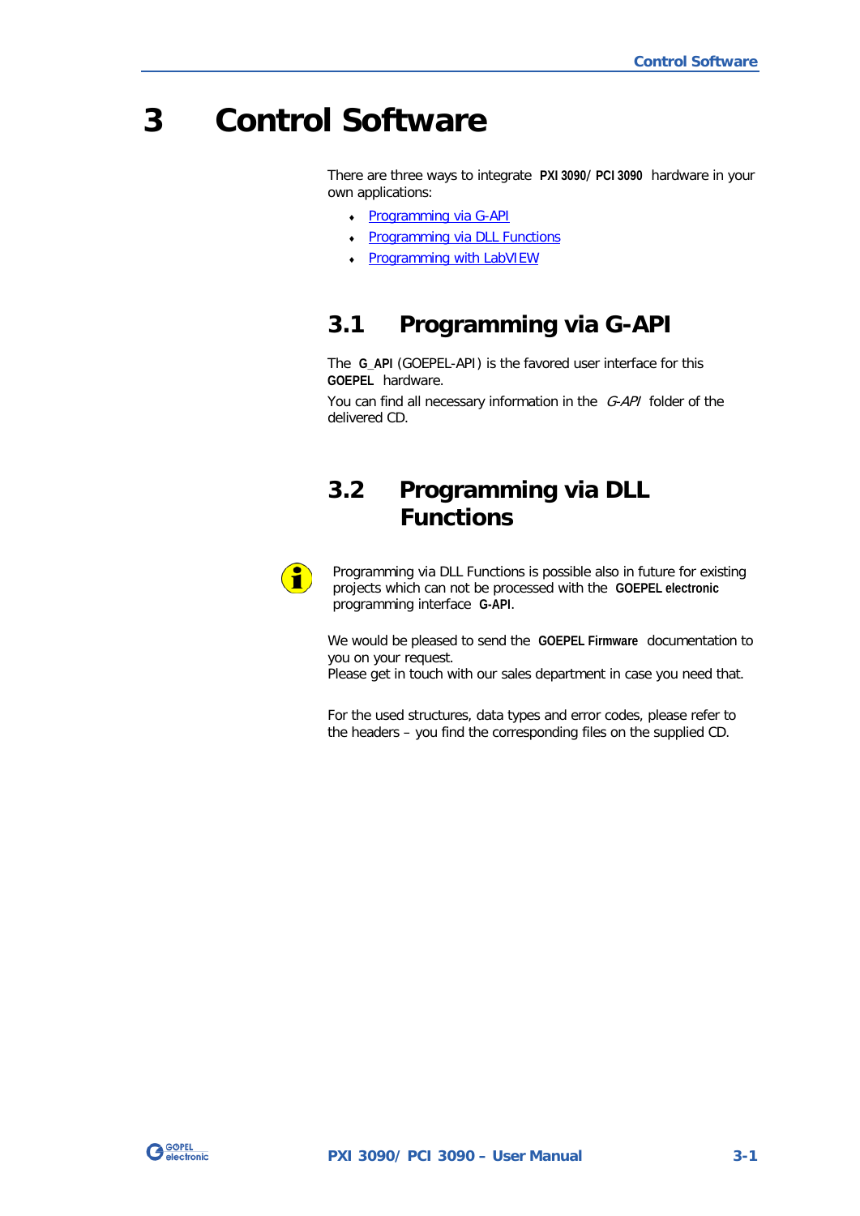# 3 Control Software

There are three ways to integrate **PXI 3090/ PCI 3090** hardware in your own applications:

- Programming via G-API
- Programming via DLL Functions
- Programming with LabVIEW

## 3.1 Programming via G-API

The **G_API** (GOEPEL-API) is the favored user interface for this **GOEPEL** hardware.

You can find all necessary information in the *G-API* folder of the delivered CD.

## 3.2 Programming via DLL Functions

Programming via DLL Functions is possible also in future for existing projects which can not be processed with the **GOEPEL electronic** programming interface **G-API**.

We would be pleased to send the **GOEPEL Firmware** documentation to you on your request.
Please get in touch with our sales department in case you need that.

For the used structures, data types and error codes, please refer to the headers – you find the corresponding files on the supplied CD.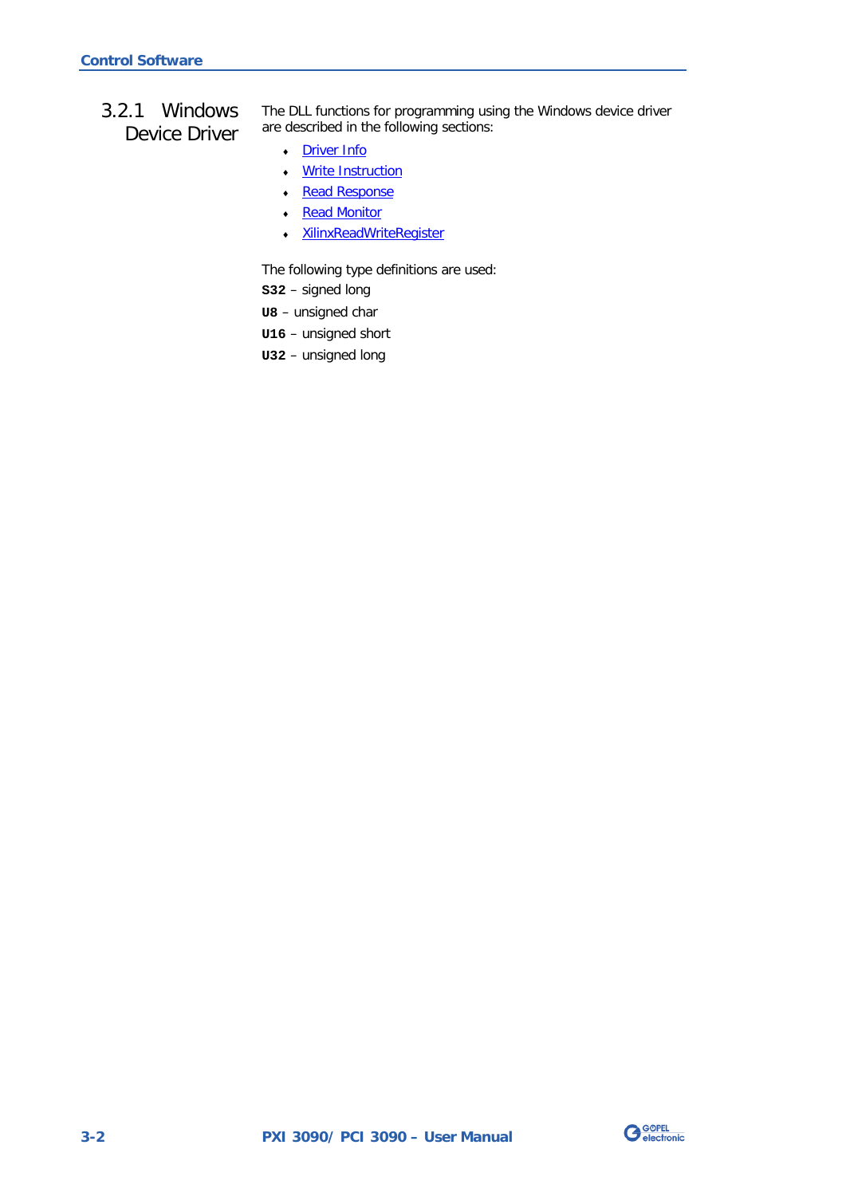### 3.2.1 Windows Device Driver

The DLL functions for programming using the Windows device driver are described in the following sections:

- Driver Info
- Write Instruction
- Read Response
- Read Monitor
- XilinxReadWriteRegister

The following type definitions are used:

**S32** – signed long

**U8** – unsigned char

**U16** – unsigned short

**U32** – unsigned long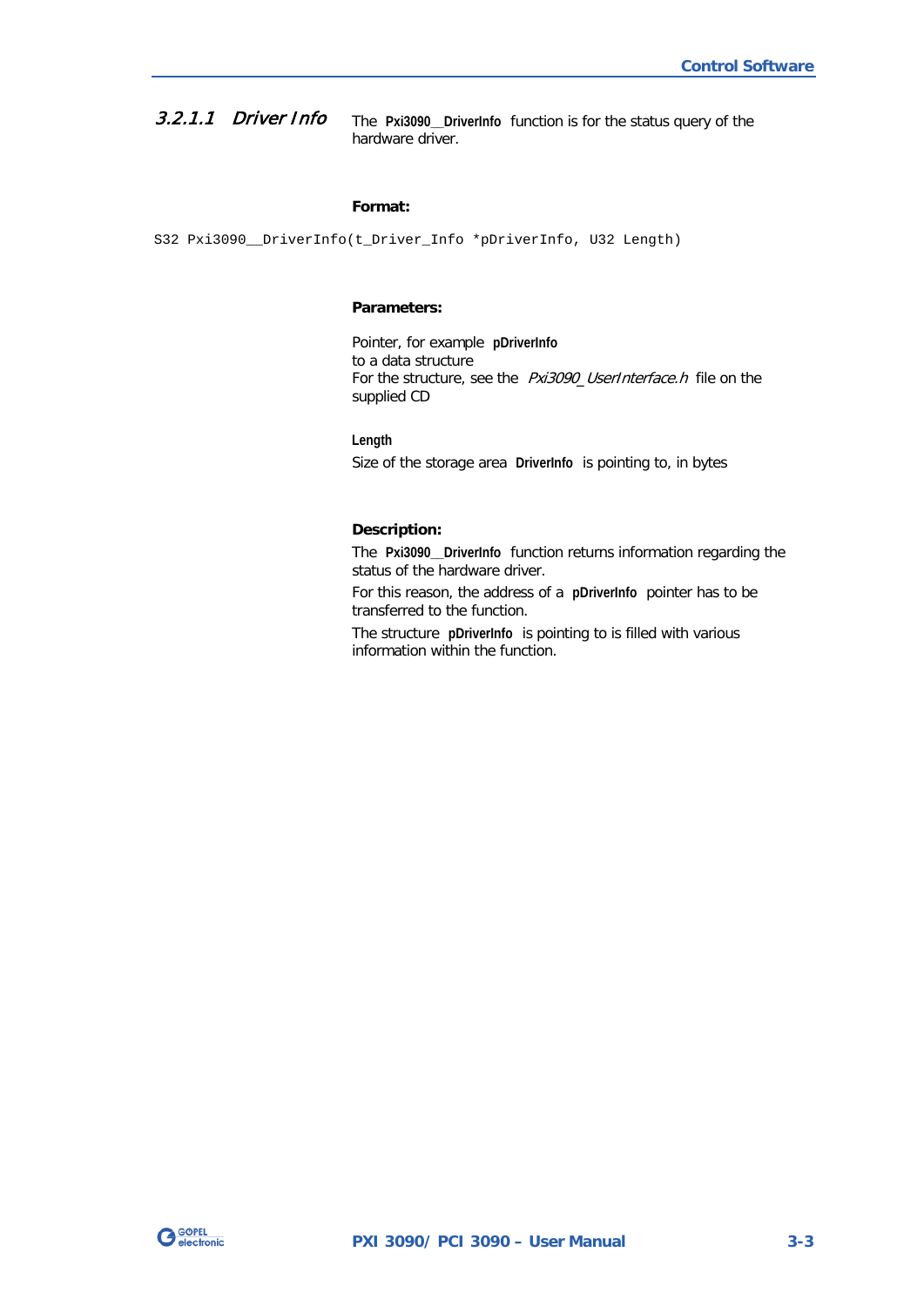#### 3.2.1.1 *Driver Info*

The **Pxi3090__DriverInfo** function is for the status query of the hardware driver.

**Format:**

```
S32 Pxi3090__DriverInfo(t_Driver_Info *pDriverInfo, U32 Length)
```

**Parameters:**

Pointer, for example **pDriverInfo**
to a data structure
For the structure, see the *Pxi3090_UserInterface.h* file on the supplied CD

**Length**

Size of the storage area **DriverInfo** is pointing to, in bytes

**Description:**

The **Pxi3090__DriverInfo** function returns information regarding the status of the hardware driver.

For this reason, the address of a **pDriverInfo** pointer has to be transferred to the function.

The structure **pDriverInfo** is pointing to is filled with various information within the function.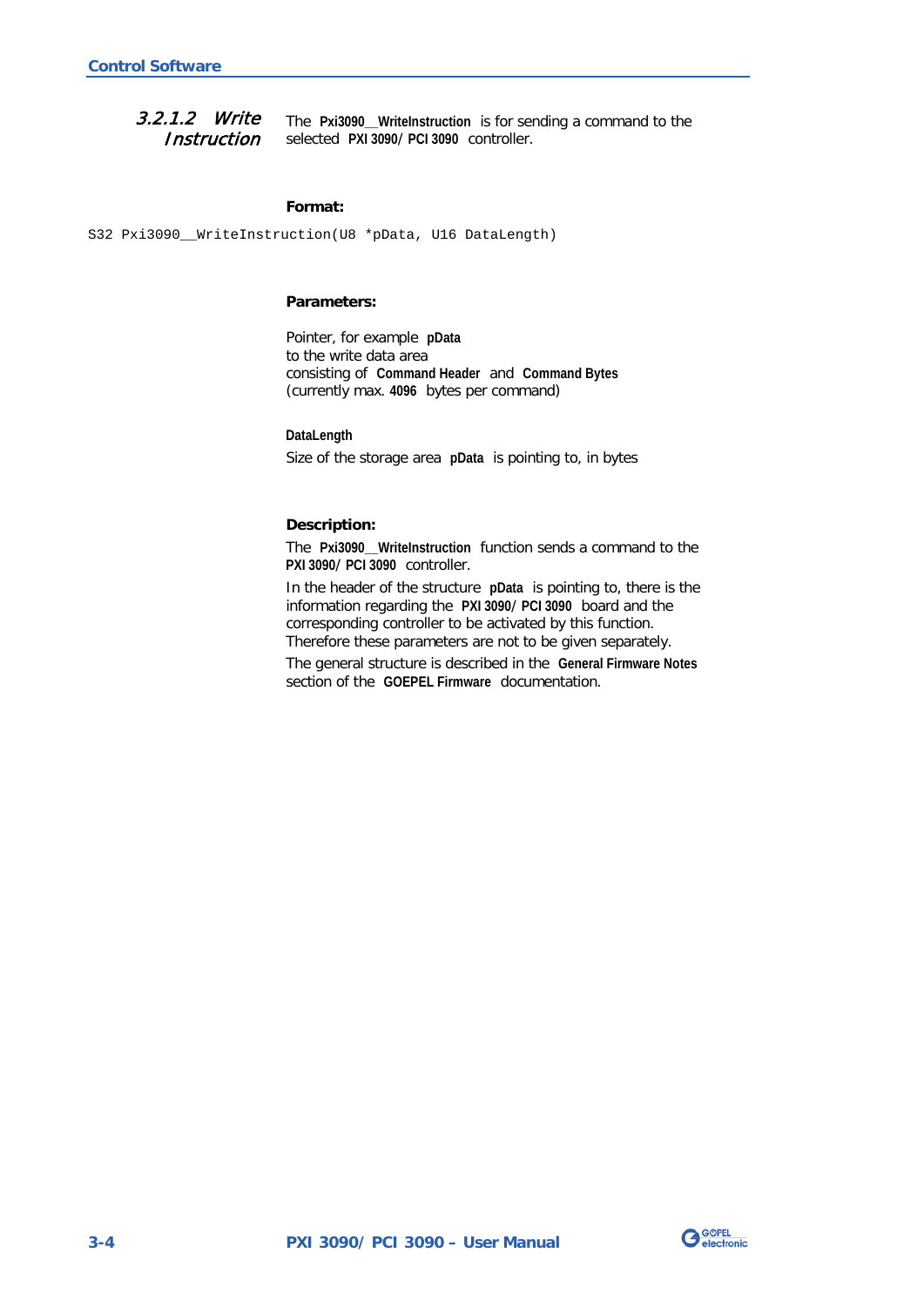### 3.2.1.2 Write Instruction

The **Pxi3090__WriteInstruction** is for sending a command to the selected **PXI 3090/ PCI 3090** controller.

**Format:**

```
S32 Pxi3090__WriteInstruction(U8 *pData, U16 DataLength)
```

**Parameters:**

Pointer, for example **pData** to the write data area consisting of **Command Header** and **Command Bytes** (currently max. **4096** bytes per command)

**DataLength**

Size of the storage area **pData** is pointing to, in bytes

**Description:**

The **Pxi3090__WriteInstruction** function sends a command to the **PXI 3090/ PCI 3090** controller.

In the header of the structure **pData** is pointing to, there is the information regarding the **PXI 3090/ PCI 3090** board and the corresponding controller to be activated by this function. Therefore these parameters are not to be given separately.

The general structure is described in the **General Firmware Notes** section of the **GOEPEL Firmware** documentation.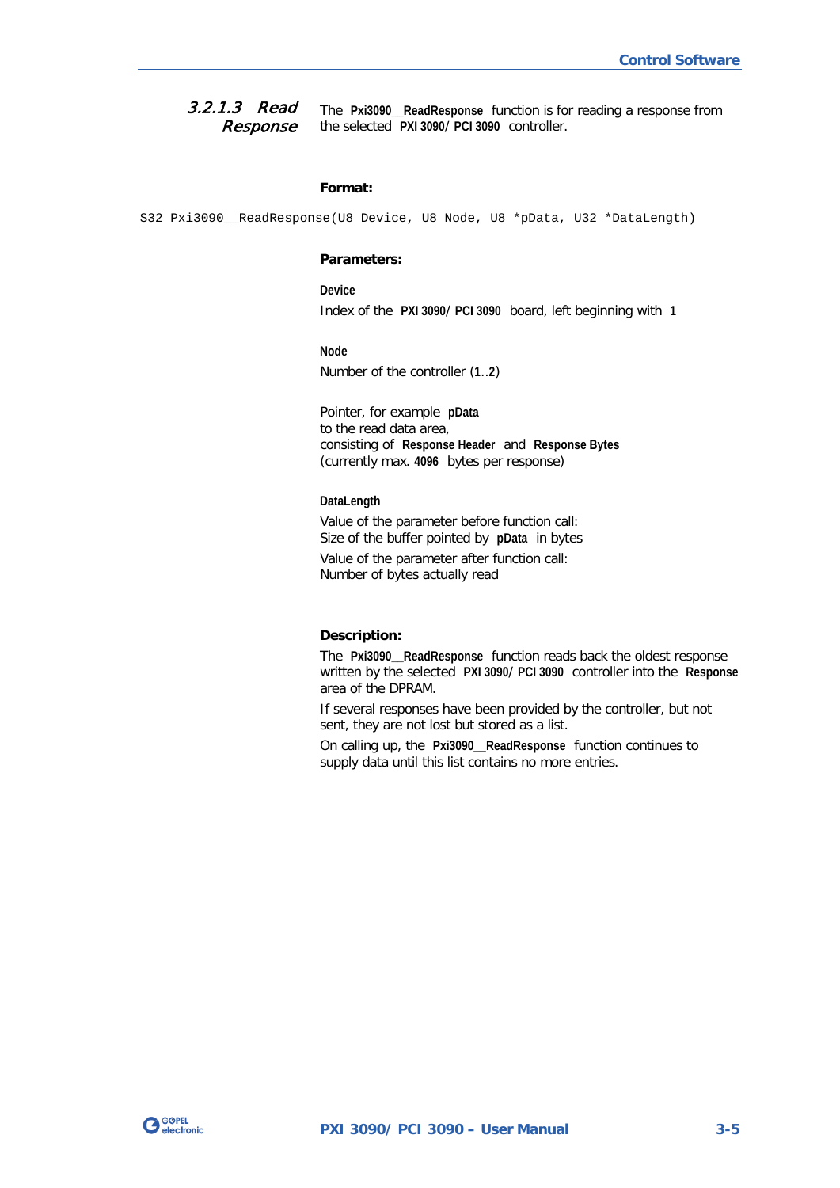#### 3.2.1.3 Read Response

The **Pxi3090__ReadResponse** function is for reading a response from the selected **PXI 3090/ PCI 3090** controller.

**Format:**

```
S32 Pxi3090__ReadResponse(U8 Device, U8 Node, U8 *pData, U32 *DataLength)
```

**Parameters:**

**Device**

Index of the **PXI 3090/ PCI 3090** board, left beginning with **1**

**Node**

Number of the controller (**1**..**2**)

Pointer, for example **pData**
to the read data area,
consisting of **Response Header** and **Response Bytes**
(currently max. **4096** bytes per response)

**DataLength**

Value of the parameter before function call:
Size of the buffer pointed by **pData** in bytes

Value of the parameter after function call:
Number of bytes actually read

**Description:**

The **Pxi3090__ReadResponse** function reads back the oldest response written by the selected **PXI 3090/ PCI 3090** controller into the **Response** area of the DPRAM.

If several responses have been provided by the controller, but not sent, they are not lost but stored as a list.

On calling up, the **Pxi3090__ReadResponse** function continues to supply data until this list contains no more entries.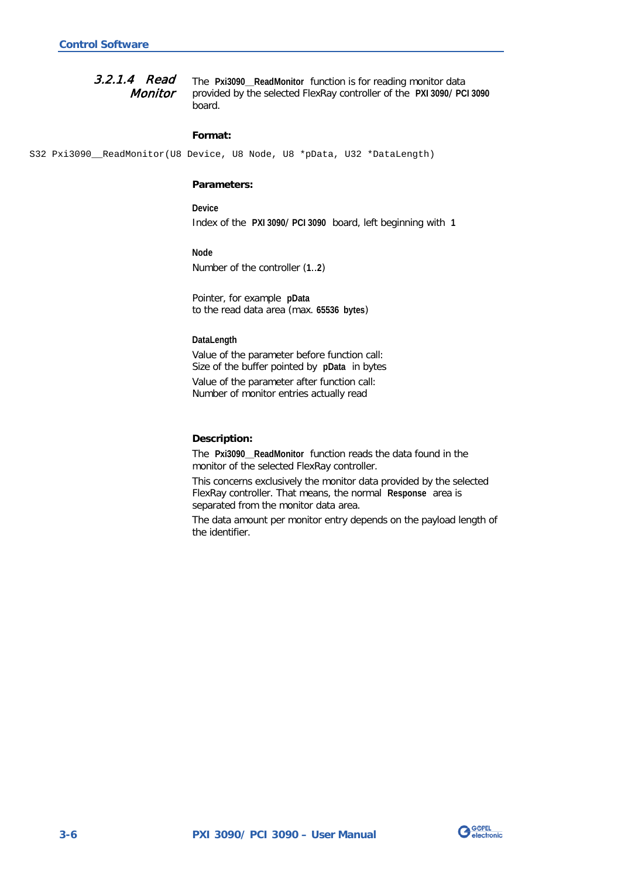### 3.2.1.4 Read Monitor

The **Pxi3090__ReadMonitor** function is for reading monitor data provided by the selected FlexRay controller of the **PXI 3090/ PCI 3090** board.

**Format:**

```
S32 Pxi3090__ReadMonitor(U8 Device, U8 Node, U8 *pData, U32 *DataLength)
```

**Parameters:**

**Device**
Index of the **PXI 3090/ PCI 3090** board, left beginning with **1**

**Node**
Number of the controller (**1**..**2**)

Pointer, for example **pData**
to the read data area (max. **65536 bytes**)

**DataLength**
Value of the parameter before function call:
Size of the buffer pointed by **pData** in bytes
Value of the parameter after function call:
Number of monitor entries actually read

**Description:**

The **Pxi3090__ReadMonitor** function reads the data found in the monitor of the selected FlexRay controller.

This concerns exclusively the monitor data provided by the selected FlexRay controller. That means, the normal **Response** area is separated from the monitor data area.

The data amount per monitor entry depends on the payload length of the identifier.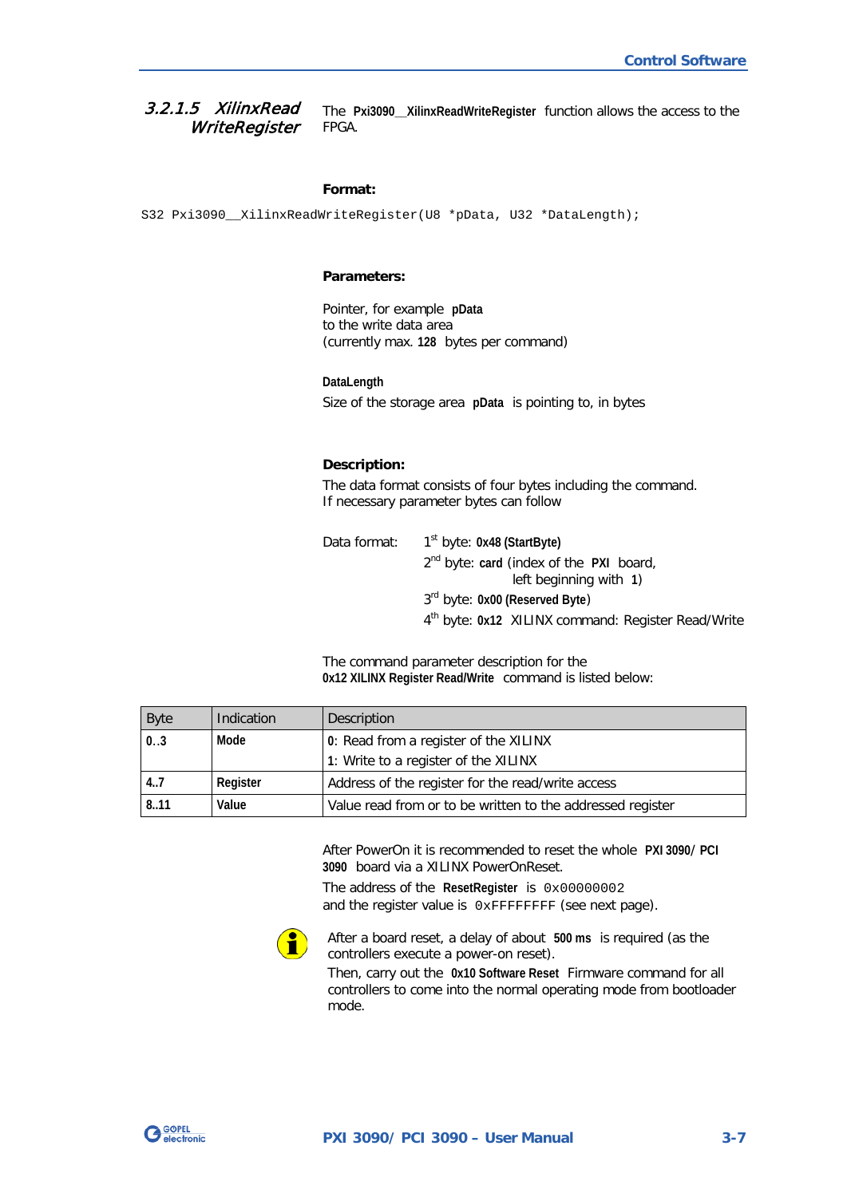### 3.2.1.5 XilinxReadWriteRegister

The **Pxi3090__XilinxReadWriteRegister** function allows the access to the FPGA.

**Format:**

```
S32 Pxi3090__XilinxReadWriteRegister(U8 *pData, U32 *DataLength);
```

**Parameters:**

Pointer, for example **pData**
to the write data area
(currently max. **128** bytes per command)

**DataLength**

Size of the storage area **pData** is pointing to, in bytes

**Description:**

The data format consists of four bytes including the command.
If necessary parameter bytes can follow

Data format:
1st byte: **0x48 (StartByte)**
2nd byte: **card** (index of the **PXI** board, left beginning with **1**)
3rd byte: **0x00 (Reserved Byte**)
4th byte: **0x12** XILINX command: Register Read/Write

The command parameter description for the **0x12 XILINX Register Read/Write** command is listed below:

| Byte | Indication | Description |
|---|---|---|
| **0..3** | **Mode** | **0**: Read from a register of the XILINX<br>**1**: Write to a register of the XILINX |
| **4..7** | **Register** | Address of the register for the read/write access |
| **8..11** | **Value** | Value read from or to be written to the addressed register |

After PowerOn it is recommended to reset the whole **PXI 3090/ PCI 3090** board via a XILINX PowerOnReset.

The address of the **ResetRegister** is `0x00000002` and the register value is `0xFFFFFFFF` (see next page).

After a board reset, a delay of about **500 ms** is required (as the controllers execute a power-on reset).
Then, carry out the **0x10 Software Reset** Firmware command for all controllers to come into the normal operating mode from bootloader mode.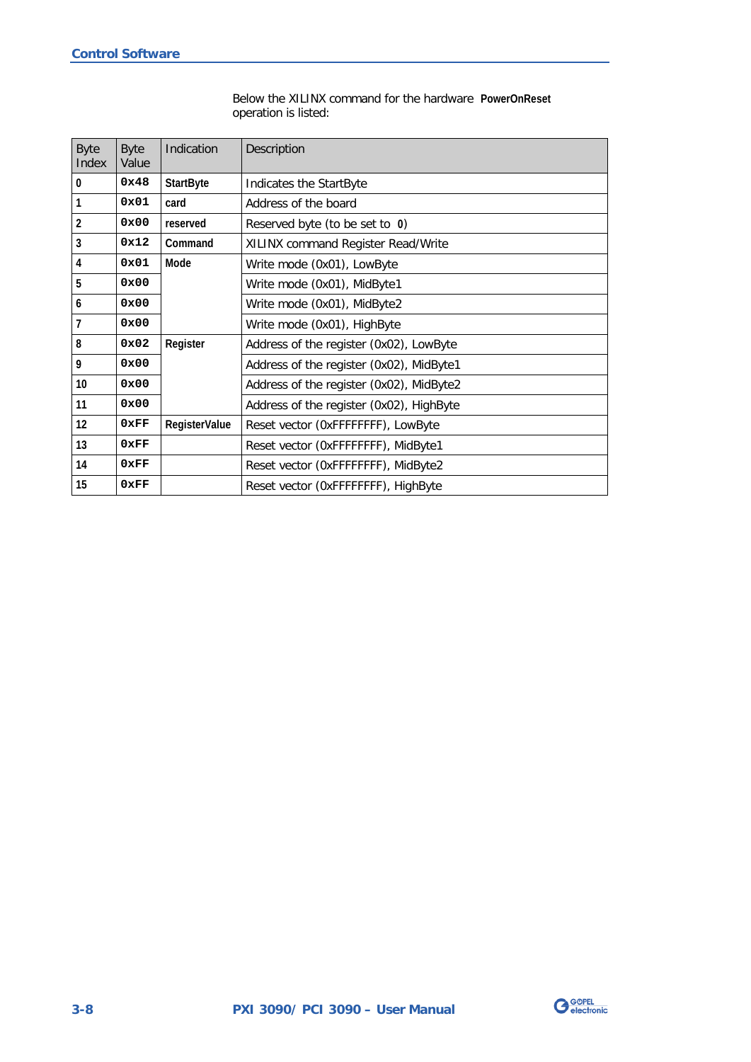Below the XILINX command for the hardware **PowerOnReset** operation is listed:

| Byte Index | Byte Value | Indication | Description |
|---|---|---|---|
| **0** | `0x48` | **StartByte** | Indicates the StartByte |
| **1** | `0x01` | **card** | Address of the board |
| **2** | `0x00` | **reserved** | Reserved byte (to be set to **0**) |
| **3** | `0x12` | **Command** | XILINX command Register Read/Write |
| **4** | `0x01` | **Mode** | Write mode (0x01), LowByte |
| **5** | `0x00` | | Write mode (0x01), MidByte1 |
| **6** | `0x00` | | Write mode (0x01), MidByte2 |
| **7** | `0x00` | | Write mode (0x01), HighByte |
| **8** | `0x02` | **Register** | Address of the register (0x02), LowByte |
| **9** | `0x00` | | Address of the register (0x02), MidByte1 |
| **10** | `0x00` | | Address of the register (0x02), MidByte2 |
| **11** | `0x00` | | Address of the register (0x02), HighByte |
| **12** | `0xFF` | **RegisterValue** | Reset vector (0xFFFFFFFF), LowByte |
| **13** | `0xFF` | | Reset vector (0xFFFFFFFF), MidByte1 |
| **14** | `0xFF` | | Reset vector (0xFFFFFFFF), MidByte2 |
| **15** | `0xFF` | | Reset vector (0xFFFFFFFF), HighByte |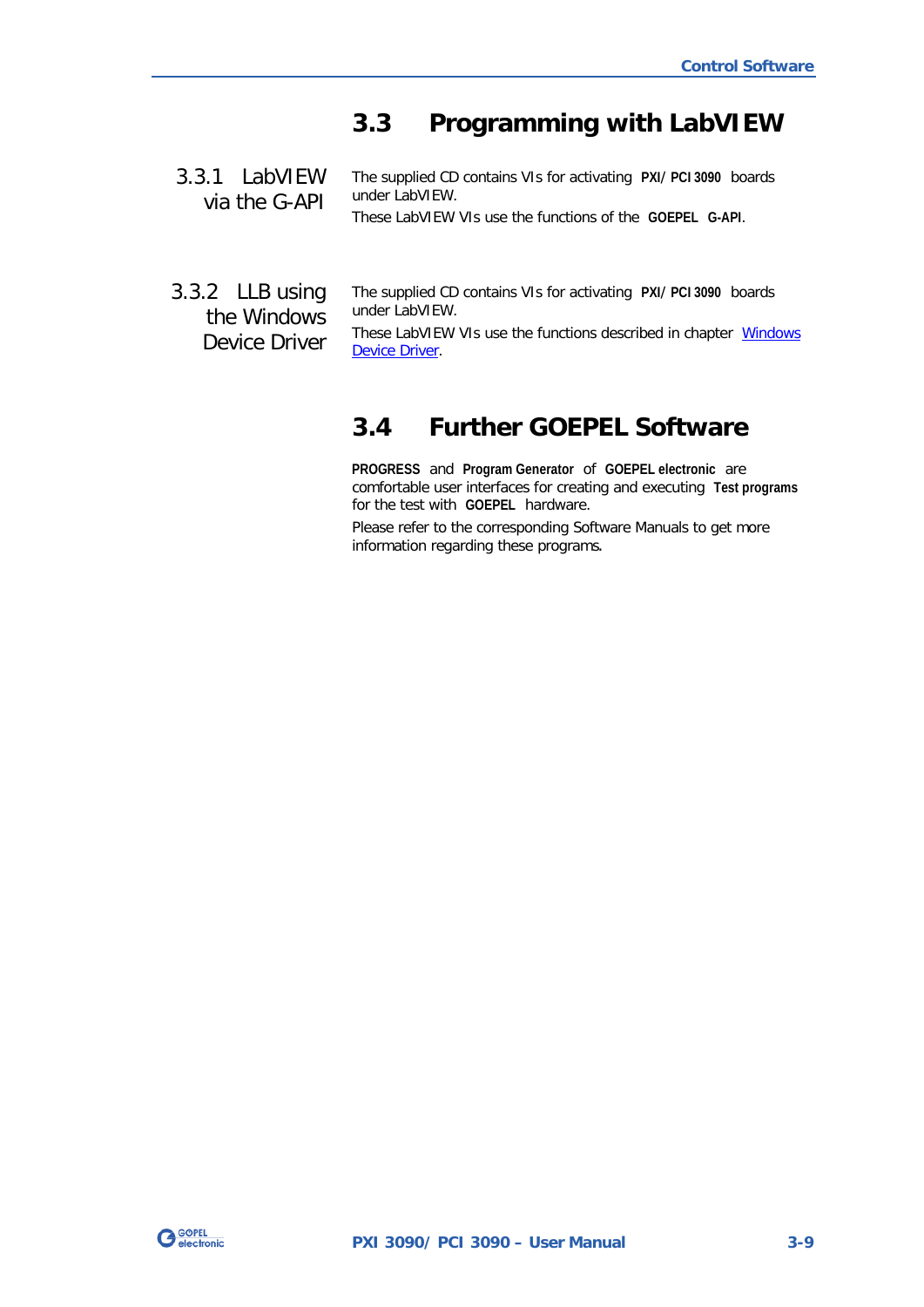## 3.3 Programming with LabVIEW

### 3.3.1 LabVIEW via the G-API

The supplied CD contains VIs for activating **PXI/ PCI 3090** boards under LabVIEW.

These LabVIEW VIs use the functions of the **GOEPEL G-API**.

### 3.3.2 LLB using the Windows Device Driver

The supplied CD contains VIs for activating **PXI/ PCI 3090** boards under LabVIEW.

These LabVIEW VIs use the functions described in chapter Windows Device Driver.

## 3.4 Further GOEPEL Software

**PROGRESS** and **Program Generator** of **GOEPEL electronic** are comfortable user interfaces for creating and executing **Test programs** for the test with **GOEPEL** hardware.

Please refer to the corresponding Software Manuals to get more information regarding these programs.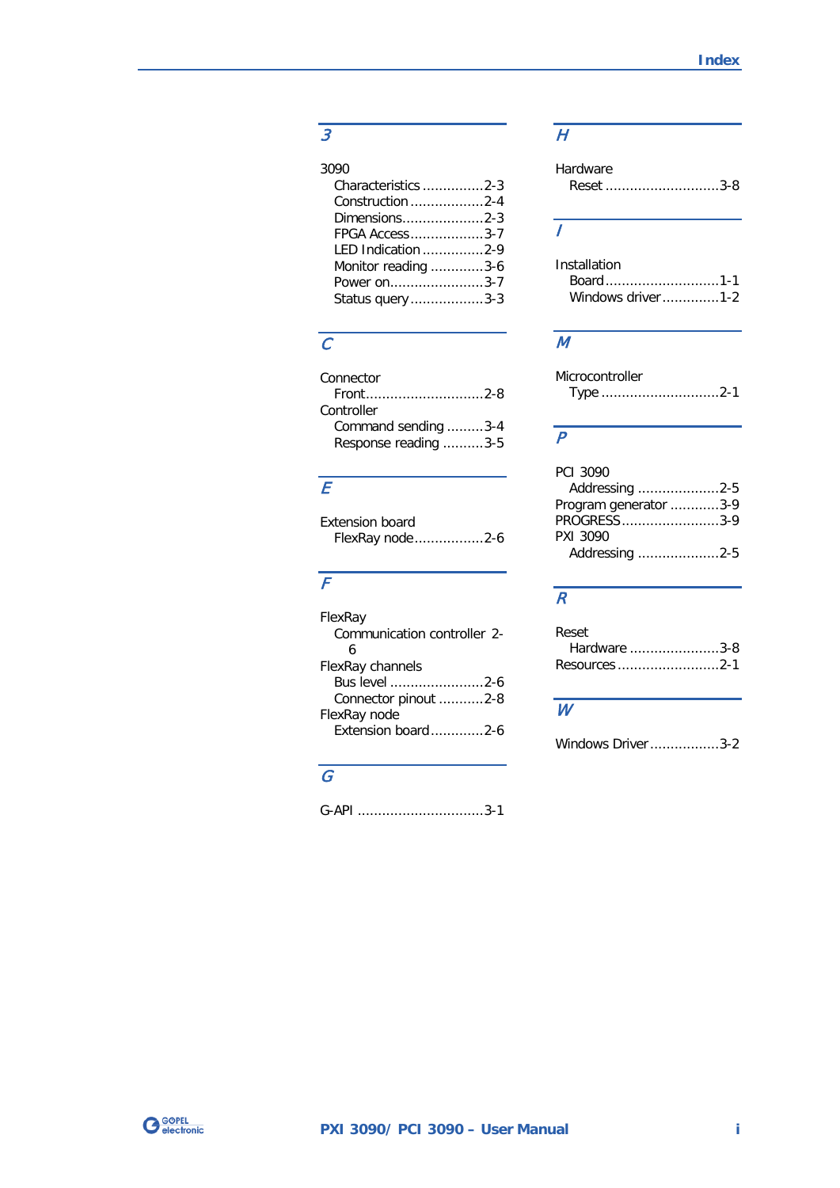## 3

3090
- Characteristics ............... 2-3
- Construction .................. 2-4
- Dimensions.................... 2-3
- FPGA Access.................. 3-7
- LED Indication ............... 2-9
- Monitor reading ............. 3-6
- Power on....................... 3-7
- Status query .................. 3-3

## C

Connector
- Front............................. 2-8

Controller
- Command sending ......... 3-4
- Response reading .......... 3-5

## E

Extension board
- FlexRay node................. 2-6

## F

FlexRay
- Communication controller 2-6

FlexRay channels
- Bus level ....................... 2-6
- Connector pinout ........... 2-8

FlexRay node
- Extension board............. 2-6

## G

G-API ............................... 3-1

## H

Hardware
- Reset ............................ 3-8

## I

Installation
- Board............................ 1-1
- Windows driver.............. 1-2

## M

Microcontroller
- Type ............................. 2-1

## P

PCI 3090
- Addressing .................... 2-5

Program generator ............ 3-9

PROGRESS........................ 3-9

PXI 3090
- Addressing .................... 2-5

## R

Reset
- Hardware ...................... 3-8

Resources ......................... 2-1

## W

Windows Driver ................. 3-2